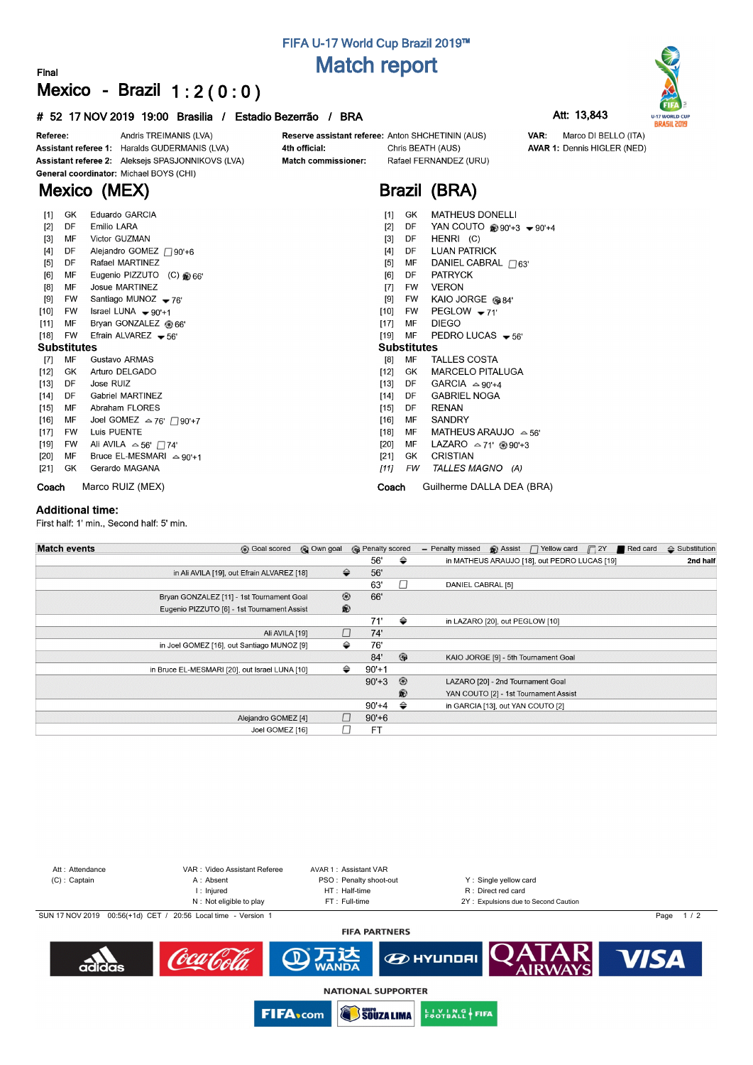# FIFA U-17 World Cup Brazil 2019™

## Match report

Final

## Mexico - Brazil 1 : 2 ( 0 : 0 )

**# 52 17 NOV 2019 19:00 Brasilia / Estadio Bezerrão / BRA**

**Att: 13,843**

**Referee:** Andris TREIMANIS (LVA)
**Assistant referee 1:** Haralds GUDERMANIS (LVA)
**Assistant referee 2:** Aleksejs SPASJONNIKOVS (LVA)
**General coordinator:** Michael BOYS (CHI)

**Reserve assistant referee:** Anton SHCHETININ (AUS)
**4th official:** Chris BEATH (AUS)
**Match commissioner:** Rafael FERNANDEZ (URU)

**VAR:** Marco DI BELLO (ITA)
**AVAR 1:** Dennis HIGLER (NED)

## Mexico (MEX)

| No. | Pos | Name |
|---|---|---|
| [1] | GK | Eduardo GARCIA |
| [2] | DF | Emilio LARA |
| [3] | MF | Victor GUZMAN |
| [4] | DF | Alejandro GOMEZ Yellow card 90'+6 |
| [5] | DF | Rafael MARTINEZ |
| [6] | MF | Eugenio PIZZUTO (C) Assist 66' |
| [8] | MF | Josue MARTINEZ |
| [9] | FW | Santiago MUNOZ Sub out 76' |
| [10] | FW | Israel LUNA Sub out 90'+1 |
| [11] | MF | Bryan GONZALEZ Goal 66' |
| [18] | FW | Efrain ALVAREZ Sub out 56' |

**Substitutes**

| No. | Pos | Name |
|---|---|---|
| [7] | MF | Gustavo ARMAS |
| [12] | GK | Arturo DELGADO |
| [13] | DF | Jose RUIZ |
| [14] | DF | Gabriel MARTINEZ |
| [15] | MF | Abraham FLORES |
| [16] | MF | Joel GOMEZ Sub in 76' Yellow card 90'+7 |
| [17] | FW | Luis PUENTE |
| [19] | FW | Ali AVILA Sub in 56' Yellow card 74' |
| [20] | MF | Bruce EL-MESMARI Sub in 90'+1 |
| [21] | GK | Gerardo MAGANA |

**Coach** Marco RUIZ (MEX)

## Brazil (BRA)

| No. | Pos | Name |
|---|---|---|
| [1] | GK | MATHEUS DONELLI |
| [2] | DF | YAN COUTO Assist 90'+3 Sub out 90'+4 |
| [3] | DF | HENRI (C) |
| [4] | DF | LUAN PATRICK |
| [5] | MF | DANIEL CABRAL Yellow card 63' |
| [6] | DF | PATRYCK |
| [7] | FW | VERON |
| [9] | FW | KAIO JORGE Goal 84' |
| [10] | FW | PEGLOW Sub out 71' |
| [17] | MF | DIEGO |
| [19] | MF | PEDRO LUCAS Sub out 56' |

**Substitutes**

| No. | Pos | Name |
|---|---|---|
| [8] | MF | TALLES COSTA |
| [12] | GK | MARCELO PITALUGA |
| [13] | DF | GARCIA Sub in 90'+4 |
| [14] | DF | GABRIEL NOGA |
| [15] | DF | RENAN |
| [16] | MF | SANDRY |
| [18] | MF | MATHEUS ARAUJO Sub in 56' |
| [20] | MF | LAZARO Sub in 71' Goal 90'+3 |
| [21] | GK | CRISTIAN |
| *[11]* | *FW* | *TALLES MAGNO (A)* |

**Coach** Guilherme DALLA DEA (BRA)

### Additional time:

First half: 1' min., Second half: 5' min.

## Match events

| Mexico | | Minute | | Brazil |
|---|---|---|---|---|
| | | 56' | Substitution | in MATHEUS ARAUJO [18], out PEDRO LUCAS [19] |
| in Ali AVILA [19], out Efrain ALVAREZ [18] | Substitution | 56' | | |
| | | 63' | Yellow card | DANIEL CABRAL [5] |
| Bryan GONZALEZ [11] - 1st Tournament Goal | Goal scored | 66' | | |
| Eugenio PIZZUTO [6] - 1st Tournament Assist | Assist | | | |
| | | 71' | Substitution | in LAZARO [20], out PEGLOW [10] |
| Ali AVILA [19] | Yellow card | 74' | | |
| in Joel GOMEZ [16], out Santiago MUNOZ [9] | Substitution | 76' | | |
| | | 84' | Goal scored | KAIO JORGE [9] - 5th Tournament Goal |
| in Bruce EL-MESMARI [20], out Israel LUNA [10] | Substitution | 90'+1 | | |
| | | 90'+3 | Goal scored | LAZARO [20] - 2nd Tournament Goal |
| | | | Assist | YAN COUTO [2] - 1st Tournament Assist |
| | | 90'+4 | Substitution | in GARCIA [13], out YAN COUTO [2] |
| Alejandro GOMEZ [4] | Yellow card | 90'+6 | | |
| Joel GOMEZ [16] | Yellow card | FT | | |

Att : Attendance
(C) : Captain
VAR : Video Assistant Referee
A : Absent
I : Injured
N : Not eligible to play
AVAR 1 : Assistant VAR
PSO : Penalty shoot-out
HT : Half-time
FT : Full-time
Y : Single yellow card
R : Direct red card
2Y : Expulsions due to Second Caution

SUN 17 NOV 2019 00:56(+1d) CET / 20:56 Local time - Version 1

FIFA PARTNERS

NATIONAL SUPPORTER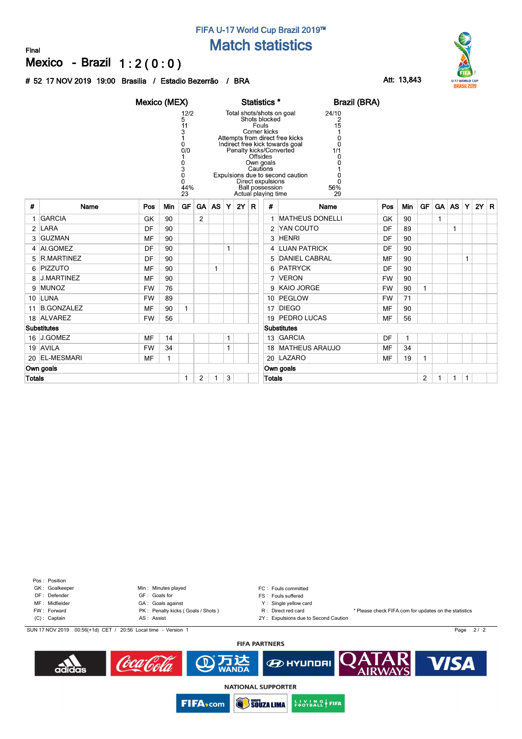## FIFA U-17 World Cup Brazil 2019™

# Match statistics

**Final**

## Mexico - Brazil 1 : 2 ( 0 : 0 )

**# 52 17 NOV 2019 19:00 Brasilia / Estadio Bezerrão / BRA**

**Att: 13,843**

| Mexico (MEX) | Statistics * | Brazil (BRA) |
|---|---|---|
| 12/2 | Total shots/shots on goal | 24/10 |
| 5 | Shots blocked | 2 |
| 11 | Fouls | 15 |
| 3 | Corner kicks | 1 |
| 1 | Attempts from direct free kicks | 0 |
| 0 | Indirect free kick towards goal | 0 |
| 0/0 | Penalty kicks/Converted | 1/1 |
| 1 | Offsides | 0 |
| 0 | Own goals | 0 |
| 3 | Cautions | 1 |
| 0 | Expulsions due to second caution | 0 |
| 0 | Direct expulsions | 0 |
| 44% | Ball possession | 56% |
| 23 | Actual playing time | 29 |

| # | Name | Pos | Min | GF | GA | AS | Y | 2Y | R |
|---|---|---|---|---|---|---|---|---|---|
| 1 | GARCIA | GK | 90 | | 2 | | | | |
| 2 | LARA | DF | 90 | | | | | | |
| 3 | GUZMAN | MF | 90 | | | | | | |
| 4 | Al.GOMEZ | DF | 90 | | | | 1 | | |
| 5 | R.MARTINEZ | DF | 90 | | | | | | |
| 6 | PIZZUTO | MF | 90 | | | 1 | | | |
| 8 | J.MARTINEZ | MF | 90 | | | | | | |
| 9 | MUNOZ | FW | 76 | | | | | | |
| 10 | LUNA | FW | 89 | | | | | | |
| 11 | B.GONZALEZ | MF | 90 | 1 | | | | | |
| 18 | ALVAREZ | FW | 56 | | | | | | |
| **Substitutes** | | | | | | | | | |
| 16 | J.GOMEZ | MF | 14 | | | | 1 | | |
| 19 | AVILA | FW | 34 | | | | 1 | | |
| 20 | EL-MESMARI | MF | 1 | | | | | | |
| **Own goals** | | | | | | | | | |
| **Totals** | | | | 1 | 2 | 1 | 3 | | |

| # | Name | Pos | Min | GF | GA | AS | Y | 2Y | R |
|---|---|---|---|---|---|---|---|---|---|
| 1 | MATHEUS DONELLI | GK | 90 | | 1 | | | | |
| 2 | YAN COUTO | DF | 89 | | | 1 | | | |
| 3 | HENRI | DF | 90 | | | | | | |
| 4 | LUAN PATRICK | DF | 90 | | | | | | |
| 5 | DANIEL CABRAL | MF | 90 | | | | 1 | | |
| 6 | PATRYCK | DF | 90 | | | | | | |
| 7 | VERON | FW | 90 | | | | | | |
| 9 | KAIO JORGE | FW | 90 | 1 | | | | | |
| 10 | PEGLOW | FW | 71 | | | | | | |
| 17 | DIEGO | MF | 90 | | | | | | |
| 19 | PEDRO LUCAS | MF | 56 | | | | | | |
| **Substitutes** | | | | | | | | | |
| 13 | GARCIA | DF | 1 | | | | | | |
| 18 | MATHEUS ARAUJO | MF | 34 | | | | | | |
| 20 | LAZARO | MF | 19 | 1 | | | | | |
| **Own goals** | | | | | | | | | |
| **Totals** | | | | 2 | 1 | 1 | 1 | | |

Pos : Position
GK : Goalkeeper
DF : Defender
MF : Midfielder
FW : Forward
(C) : Captain

Min : Minutes played
GF : Goals for
GA : Goals against
PK : Penalty kicks ( Goals / Shots )
AS : Assist

FC : Fouls committed
FS : Fouls suffered
Y : Single yellow card
R : Direct red card
2Y : Expulsions due to Second Caution

* Please check FIFA.com for updates on the statistics

SUN 17 NOV 2019 00:56(+1d) CET / 20:56 Local time - Version 1

**FIFA PARTNERS**

**NATIONAL SUPPORTER**